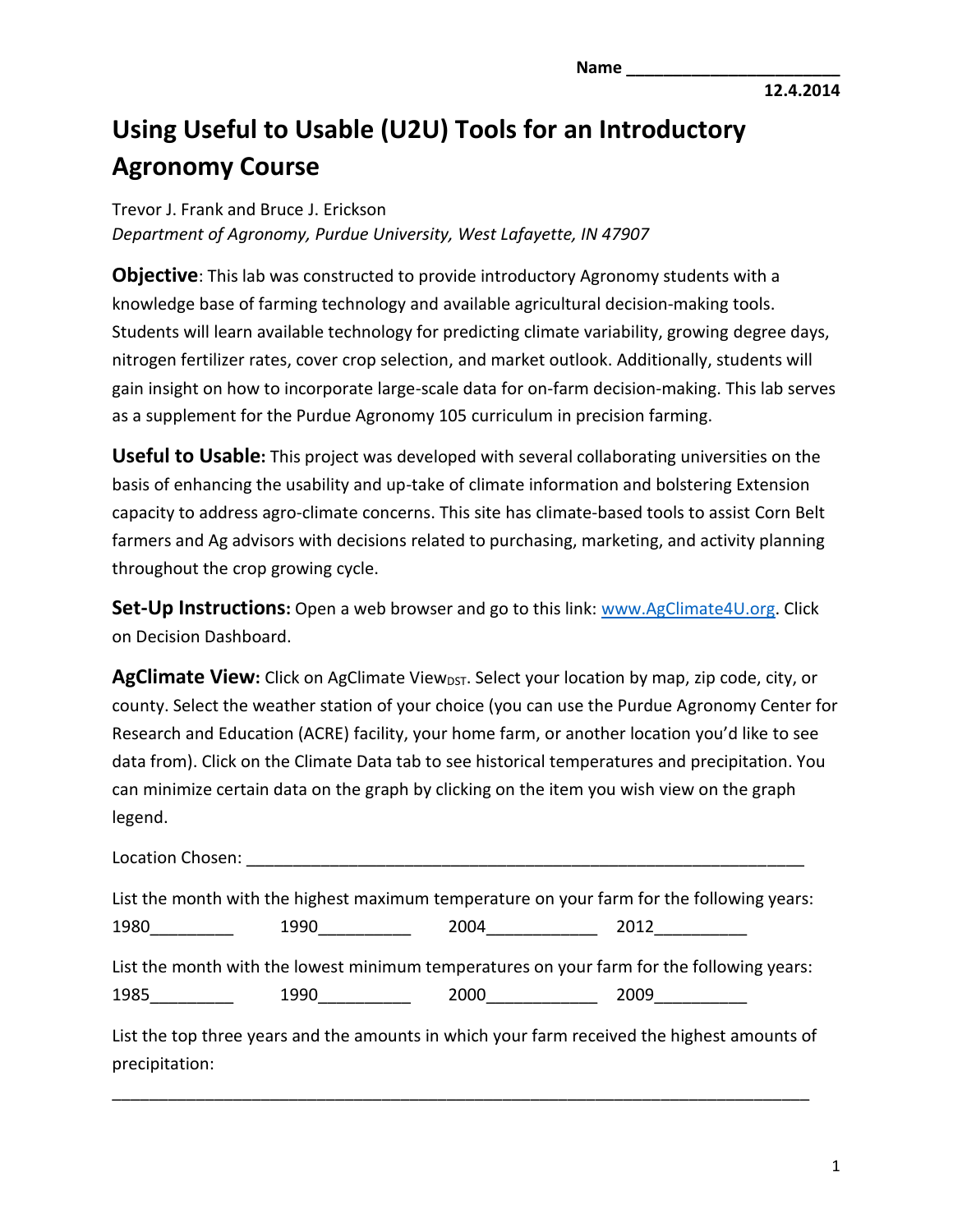Name ______________________

12.4.2014

# Using Useful to Usable (U2U) Tools for an Introductory Agronomy Course

Trevor J. Frank and Bruce J. Erickson

*Department of Agronomy, Purdue University, West Lafayette, IN 47907*

**Objective**: This lab was constructed to provide introductory Agronomy students with a knowledge base of farming technology and available agricultural decision-making tools. Students will learn available technology for predicting climate variability, growing degree days, nitrogen fertilizer rates, cover crop selection, and market outlook. Additionally, students will gain insight on how to incorporate large-scale data for on-farm decision-making. This lab serves as a supplement for the Purdue Agronomy 105 curriculum in precision farming.

**Useful to Usable:** This project was developed with several collaborating universities on the basis of enhancing the usability and up-take of climate information and bolstering Extension capacity to address agro-climate concerns. This site has climate-based tools to assist Corn Belt farmers and Ag advisors with decisions related to purchasing, marketing, and activity planning throughout the crop growing cycle.

**Set-Up Instructions:** Open a web browser and go to this link: [www.AgClimate4U.org](www.AgClimate4U.org). Click on Decision Dashboard.

**AgClimate View:** Click on AgClimate View$_{DST}$. Select your location by map, zip code, city, or county. Select the weather station of your choice (you can use the Purdue Agronomy Center for Research and Education (ACRE) facility, your home farm, or another location you'd like to see data from). Click on the Climate Data tab to see historical temperatures and precipitation. You can minimize certain data on the graph by clicking on the item you wish view on the graph legend.

Location Chosen: ______________________________________________________________

List the month with the highest maximum temperature on your farm for the following years:

1980_________ 1990__________ 2004____________ 2012__________

List the month with the lowest minimum temperatures on your farm for the following years:

1985_________ 1990__________ 2000____________ 2009__________

List the top three years and the amounts in which your farm received the highest amounts of precipitation:

_____________________________________________________________________________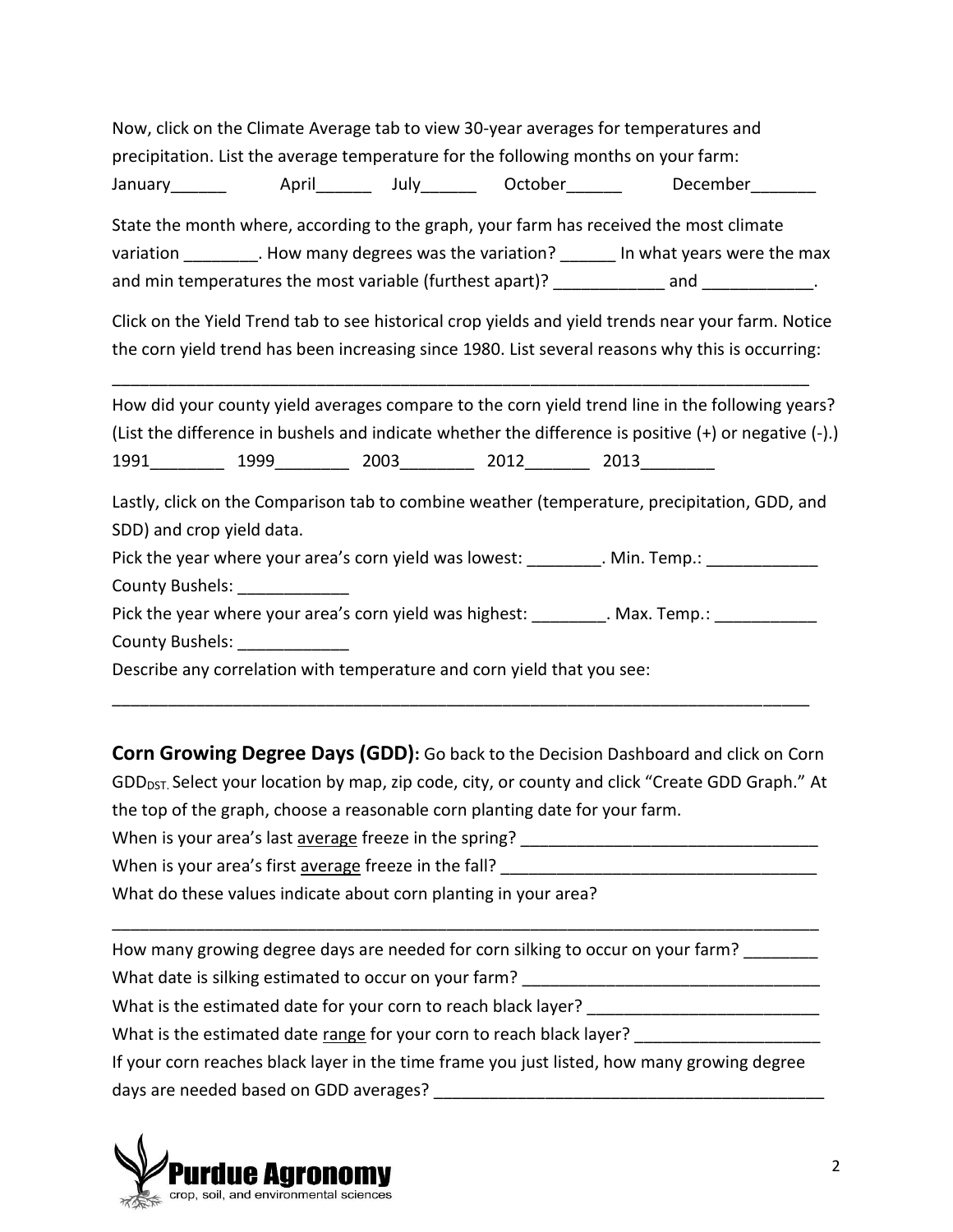Now, click on the Climate Average tab to view 30-year averages for temperatures and precipitation. List the average temperature for the following months on your farm:

January______ April______ July______ October______ December_______

State the month where, according to the graph, your farm has received the most climate variation ________. How many degrees was the variation? ______ In what years were the max and min temperatures the most variable (furthest apart)? ____________ and ____________.

Click on the Yield Trend tab to see historical crop yields and yield trends near your farm. Notice the corn yield trend has been increasing since 1980. List several reasons why this is occurring:

_____________________________________________________________________________

How did your county yield averages compare to the corn yield trend line in the following years? (List the difference in bushels and indicate whether the difference is positive (+) or negative (-).)

1991________ 1999________ 2003________ 2012_______ 2013________

Lastly, click on the Comparison tab to combine weather (temperature, precipitation, GDD, and SDD) and crop yield data.

Pick the year where your area's corn yield was lowest: ________. Min. Temp.: ____________

County Bushels: ____________

Pick the year where your area's corn yield was highest: ________. Max. Temp.: ___________

County Bushels: ____________

Describe any correlation with temperature and corn yield that you see:

_____________________________________________________________________________

**Corn Growing Degree Days (GDD):** Go back to the Decision Dashboard and click on Corn $GDD_{DST}$. Select your location by map, zip code, city, or county and click "Create GDD Graph." At the top of the graph, choose a reasonable corn planting date for your farm.

When is your area's last average freeze in the spring? ________________________________

When is your area's first average freeze in the fall? __________________________________

What do these values indicate about corn planting in your area?

_____________________________________________________________________________

How many growing degree days are needed for corn silking to occur on your farm? ________

What date is silking estimated to occur on your farm? ________________________________

What is the estimated date for your corn to reach black layer? _________________________

What is the estimated date range for your corn to reach black layer? ___________________

If your corn reaches black layer in the time frame you just listed, how many growing degree days are needed based on GDD averages? ___________________________________________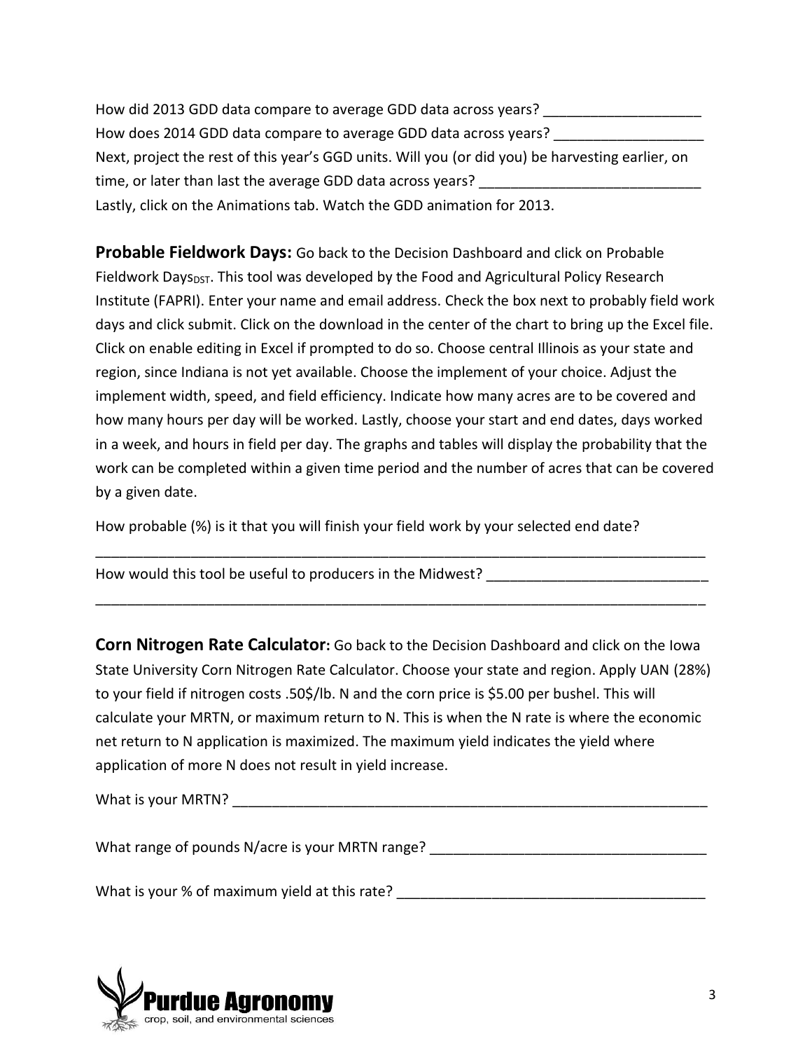How did 2013 GDD data compare to average GDD data across years? ____________________

How does 2014 GDD data compare to average GDD data across years? ___________________

Next, project the rest of this year's GGD units. Will you (or did you) be harvesting earlier, on time, or later than last the average GDD data across years? ____________________________

Lastly, click on the Animations tab. Watch the GDD animation for 2013.

**Probable Fieldwork Days:** Go back to the Decision Dashboard and click on Probable Fieldwork Days$_{DST}$. This tool was developed by the Food and Agricultural Policy Research Institute (FAPRI). Enter your name and email address. Check the box next to probably field work days and click submit. Click on the download in the center of the chart to bring up the Excel file. Click on enable editing in Excel if prompted to do so. Choose central Illinois as your state and region, since Indiana is not yet available. Choose the implement of your choice. Adjust the implement width, speed, and field efficiency. Indicate how many acres are to be covered and how many hours per day will be worked. Lastly, choose your start and end dates, days worked in a week, and hours in field per day. The graphs and tables will display the probability that the work can be completed within a given time period and the number of acres that can be covered by a given date.

How probable (%) is it that you will finish your field work by your selected end date?

_______________________________________________________________________________

How would this tool be useful to producers in the Midwest? ____________________________

_______________________________________________________________________________

**Corn Nitrogen Rate Calculator:** Go back to the Decision Dashboard and click on the Iowa State University Corn Nitrogen Rate Calculator. Choose your state and region. Apply UAN (28%) to your field if nitrogen costs .50$/lb. N and the corn price is $5.00 per bushel. This will calculate your MRTN, or maximum return to N. This is when the N rate is where the economic net return to N application is maximized. The maximum yield indicates the yield where application of more N does not result in yield increase.

What is your MRTN? _______________________________________________________________

What range of pounds N/acre is your MRTN range? ___________________________________

What is your % of maximum yield at this rate? _______________________________________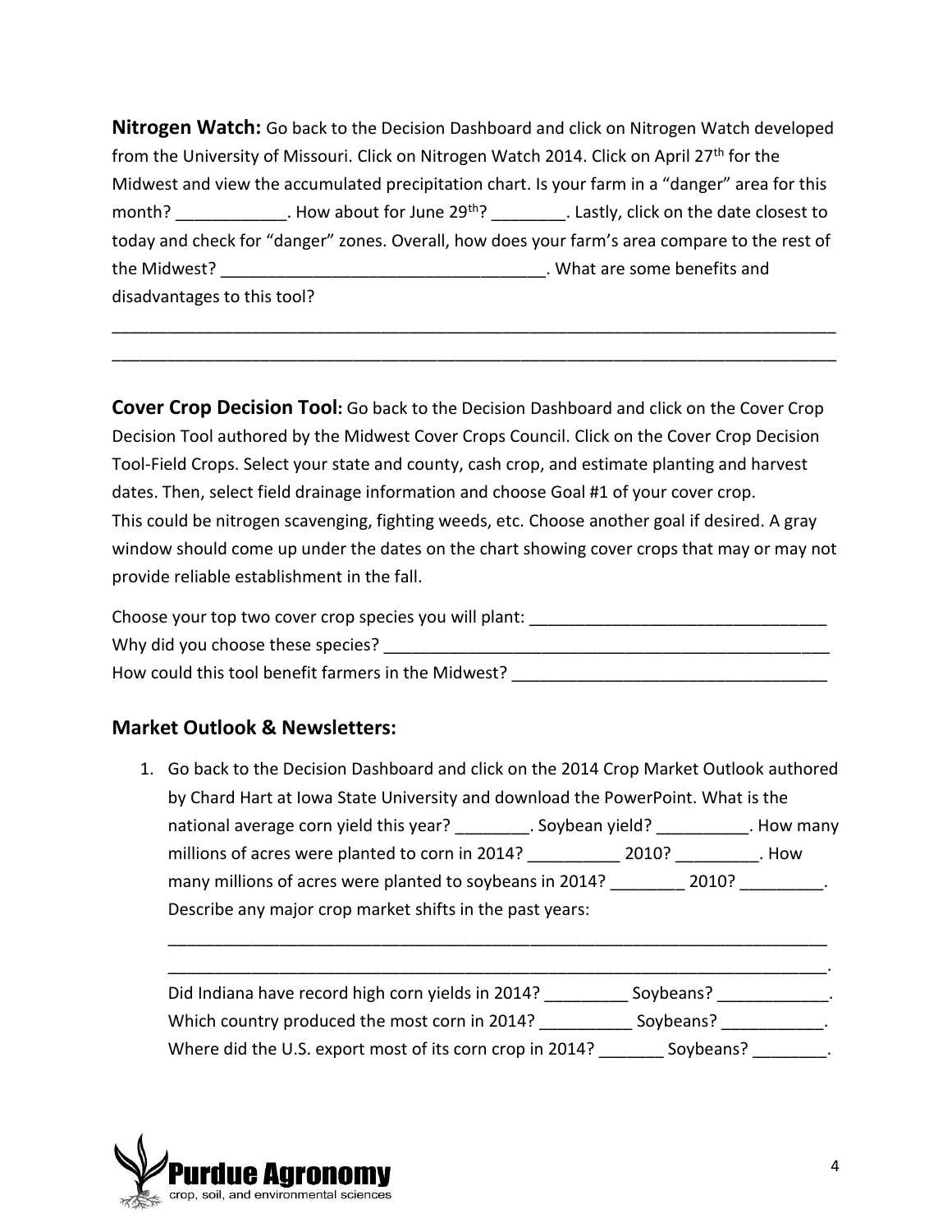**Nitrogen Watch:** Go back to the Decision Dashboard and click on Nitrogen Watch developed from the University of Missouri. Click on Nitrogen Watch 2014. Click on April 27th for the Midwest and view the accumulated precipitation chart. Is your farm in a "danger" area for this month? ____________. How about for June 29th? ________. Lastly, click on the date closest to today and check for "danger" zones. Overall, how does your farm's area compare to the rest of the Midwest? ___________________________________. What are some benefits and disadvantages to this tool?

_________________________________________________________________________________
_________________________________________________________________________________

**Cover Crop Decision Tool:** Go back to the Decision Dashboard and click on the Cover Crop Decision Tool authored by the Midwest Cover Crops Council. Click on the Cover Crop Decision Tool-Field Crops. Select your state and county, cash crop, and estimate planting and harvest dates. Then, select field drainage information and choose Goal #1 of your cover crop. This could be nitrogen scavenging, fighting weeds, etc. Choose another goal if desired. A gray window should come up under the dates on the chart showing cover crops that may or may not provide reliable establishment in the fall.

Choose your top two cover crop species you will plant: ________________________________
Why did you choose these species? __________________________________________________
How could this tool benefit farmers in the Midwest? __________________________________

## Market Outlook & Newsletters:

1. Go back to the Decision Dashboard and click on the 2014 Crop Market Outlook authored by Chard Hart at Iowa State University and download the PowerPoint. What is the national average corn yield this year? ________. Soybean yield? __________. How many millions of acres were planted to corn in 2014? __________ 2010? _________. How many millions of acres were planted to soybeans in 2014? ________ 2010? _________. Describe any major crop market shifts in the past years:

   ___________________________________________________________________________
   ___________________________________________________________________________.

   Did Indiana have record high corn yields in 2014? _________ Soybeans? ____________.
   Which country produced the most corn in 2014? __________ Soybeans? ___________.
   Where did the U.S. export most of its corn crop in 2014? _______ Soybeans? ________.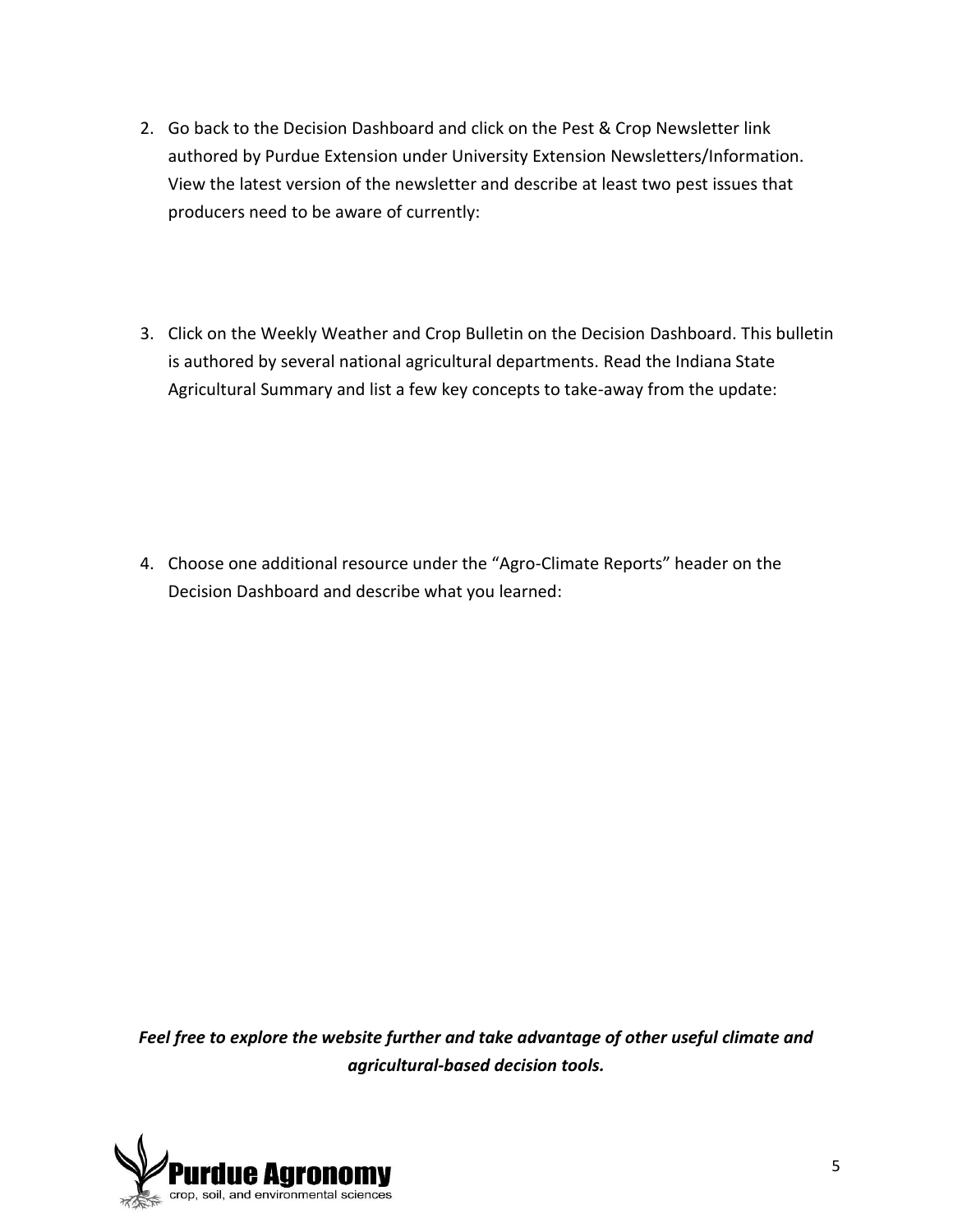2. Go back to the Decision Dashboard and click on the Pest & Crop Newsletter link authored by Purdue Extension under University Extension Newsletters/Information. View the latest version of the newsletter and describe at least two pest issues that producers need to be aware of currently:

3. Click on the Weekly Weather and Crop Bulletin on the Decision Dashboard. This bulletin is authored by several national agricultural departments. Read the Indiana State Agricultural Summary and list a few key concepts to take-away from the update:

4. Choose one additional resource under the "Agro-Climate Reports" header on the Decision Dashboard and describe what you learned:

***Feel free to explore the website further and take advantage of other useful climate and agricultural-based decision tools.***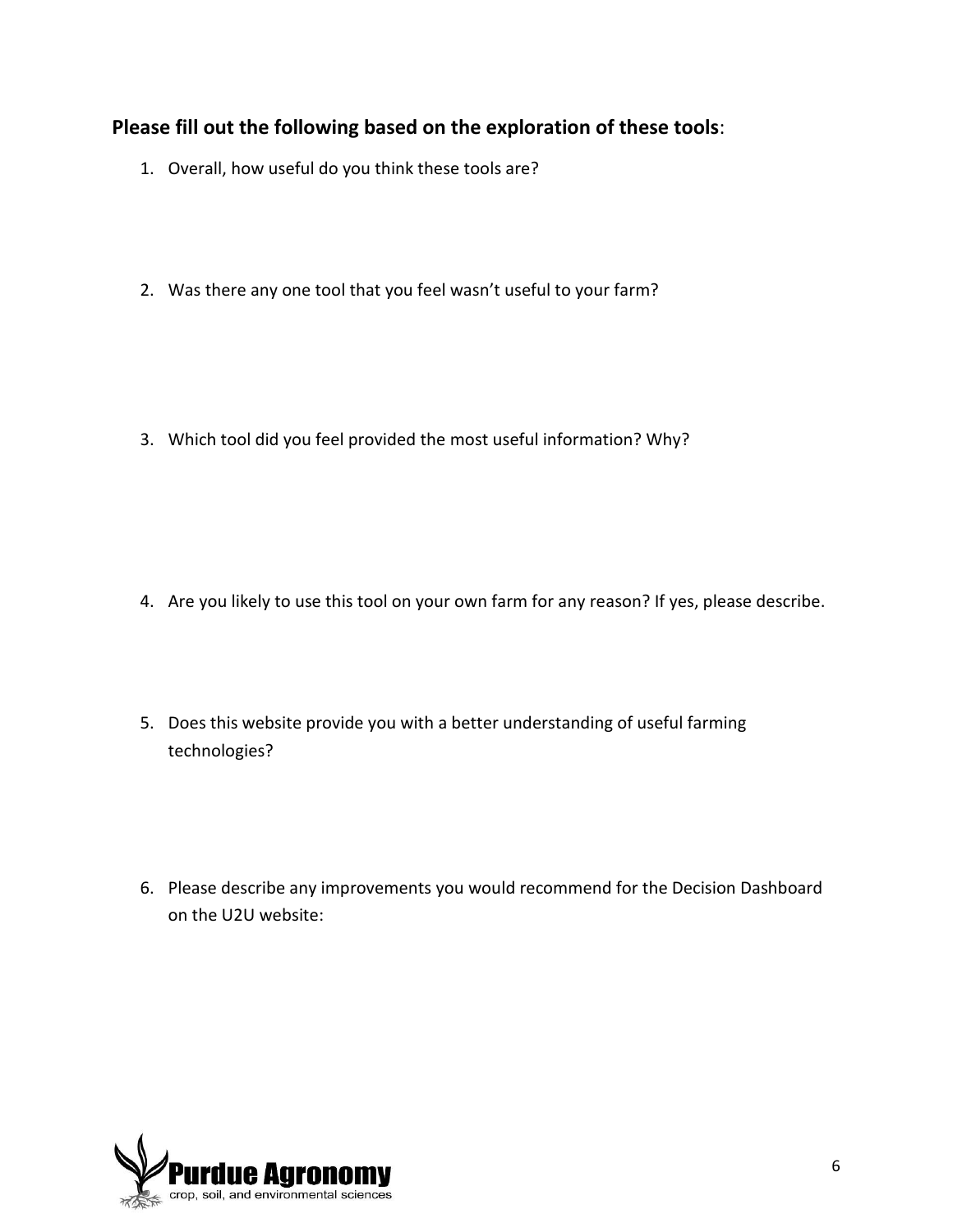**Please fill out the following based on the exploration of these tools**:

1. Overall, how useful do you think these tools are?

2. Was there any one tool that you feel wasn't useful to your farm?

3. Which tool did you feel provided the most useful information? Why?

4. Are you likely to use this tool on your own farm for any reason? If yes, please describe.

5. Does this website provide you with a better understanding of useful farming technologies?

6. Please describe any improvements you would recommend for the Decision Dashboard on the U2U website:

Purdue Agronomy
crop, soil, and environmental sciences